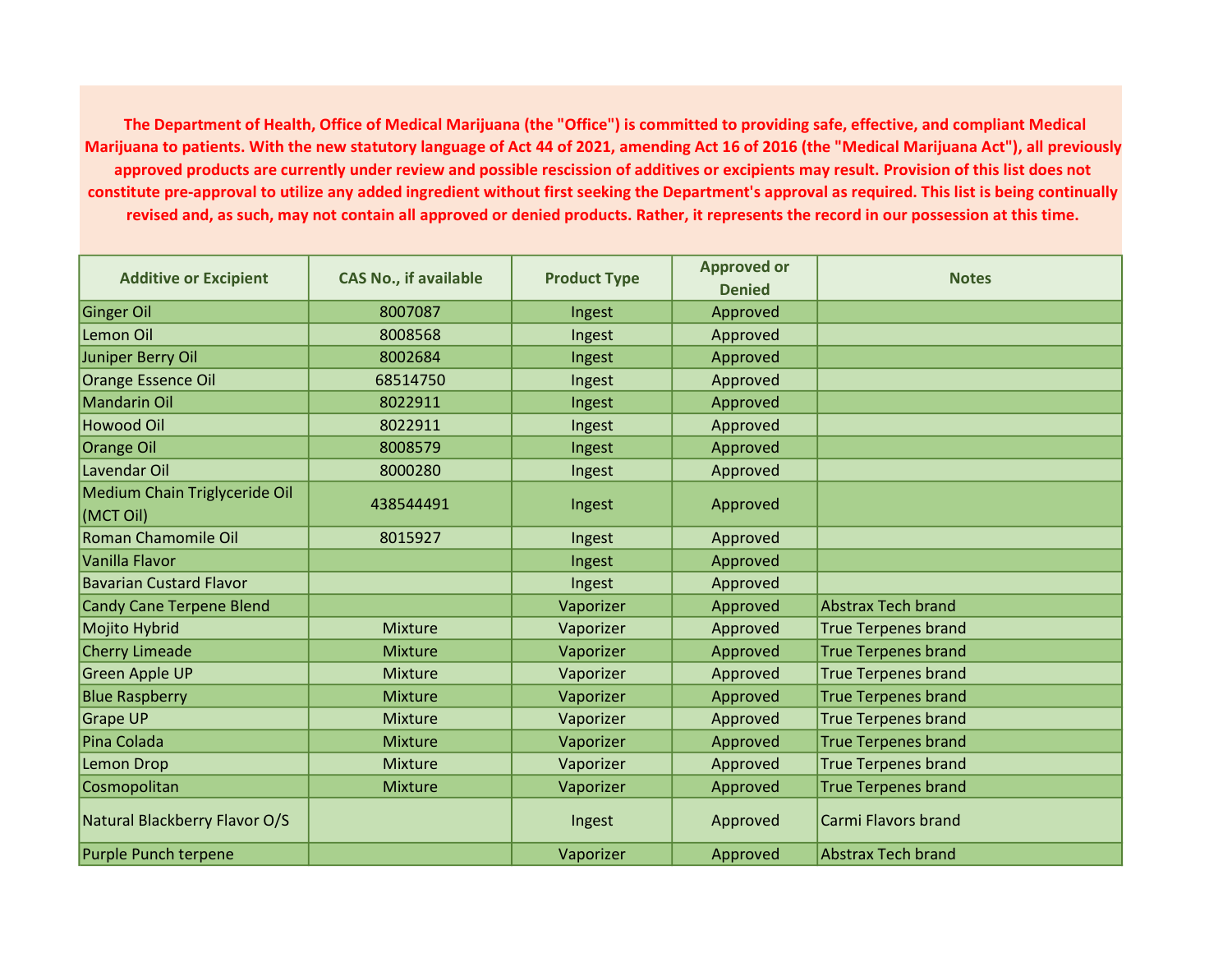**The Department of Health, Office of Medical Marijuana (the "Office") is committed to providing safe, effective, and compliant Medical Marijuana to patients. With the new statutory language of Act 44 of 2021, amending Act 16 of 2016 (the "Medical Marijuana Act"), all previously approved products are currently under review and possible rescission of additives or excipients may result. Provision of this list does not constitute pre-approval to utilize any added ingredient without first seeking the Department's approval as required. This list is being continually revised and, as such, may not contain all approved or denied products. Rather, it represents the record in our possession at this time.**

| Additive or Excipient | CAS No., if available | Product Type | Approved or Denied | Notes |
|---|---|---|---|---|
| Ginger Oil | 8007087 | Ingest | Approved | |
| Lemon Oil | 8008568 | Ingest | Approved | |
| Juniper Berry Oil | 8002684 | Ingest | Approved | |
| Orange Essence Oil | 68514750 | Ingest | Approved | |
| Mandarin Oil | 8022911 | Ingest | Approved | |
| Howood Oil | 8022911 | Ingest | Approved | |
| Orange Oil | 8008579 | Ingest | Approved | |
| Lavendar Oil | 8000280 | Ingest | Approved | |
| Medium Chain Triglyceride Oil (MCT Oil) | 438544491 | Ingest | Approved | |
| Roman Chamomile Oil | 8015927 | Ingest | Approved | |
| Vanilla Flavor | | Ingest | Approved | |
| Bavarian Custard Flavor | | Ingest | Approved | |
| Candy Cane Terpene Blend | | Vaporizer | Approved | Abstrax Tech brand |
| Mojito Hybrid | Mixture | Vaporizer | Approved | True Terpenes brand |
| Cherry Limeade | Mixture | Vaporizer | Approved | True Terpenes brand |
| Green Apple UP | Mixture | Vaporizer | Approved | True Terpenes brand |
| Blue Raspberry | Mixture | Vaporizer | Approved | True Terpenes brand |
| Grape UP | Mixture | Vaporizer | Approved | True Terpenes brand |
| Pina Colada | Mixture | Vaporizer | Approved | True Terpenes brand |
| Lemon Drop | Mixture | Vaporizer | Approved | True Terpenes brand |
| Cosmopolitan | Mixture | Vaporizer | Approved | True Terpenes brand |
| Natural Blackberry Flavor O/S | | Ingest | Approved | Carmi Flavors brand |
| Purple Punch terpene | | Vaporizer | Approved | Abstrax Tech brand |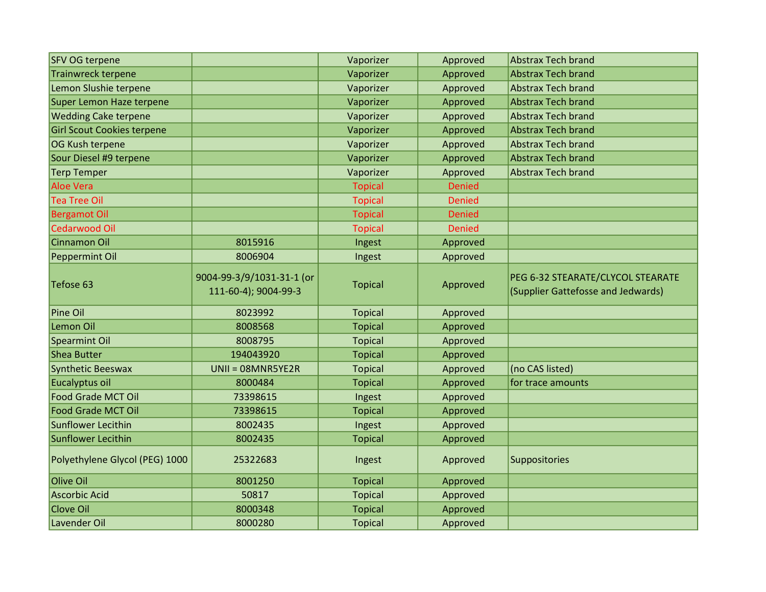| | | | | |
|---|---|---|---|---|
| SFV OG terpene | | Vaporizer | Approved | Abstrax Tech brand |
| Trainwreck terpene | | Vaporizer | Approved | Abstrax Tech brand |
| Lemon Slushie terpene | | Vaporizer | Approved | Abstrax Tech brand |
| Super Lemon Haze terpene | | Vaporizer | Approved | Abstrax Tech brand |
| Wedding Cake terpene | | Vaporizer | Approved | Abstrax Tech brand |
| Girl Scout Cookies terpene | | Vaporizer | Approved | Abstrax Tech brand |
| OG Kush terpene | | Vaporizer | Approved | Abstrax Tech brand |
| Sour Diesel #9 terpene | | Vaporizer | Approved | Abstrax Tech brand |
| Terp Temper | | Vaporizer | Approved | Abstrax Tech brand |
| Aloe Vera | | Topical | Denied | |
| Tea Tree Oil | | Topical | Denied | |
| Bergamot Oil | | Topical | Denied | |
| Cedarwood Oil | | Topical | Denied | |
| Cinnamon Oil | 8015916 | Ingest | Approved | |
| Peppermint Oil | 8006904 | Ingest | Approved | |
| Tefose 63 | 9004-99-3/9/1031-31-1 (or 111-60-4); 9004-99-3 | Topical | Approved | PEG 6-32 STEARATE/CLYCOL STEARATE (Supplier Gattefosse and Jedwards) |
| Pine Oil | 8023992 | Topical | Approved | |
| Lemon Oil | 8008568 | Topical | Approved | |
| Spearmint Oil | 8008795 | Topical | Approved | |
| Shea Butter | 194043920 | Topical | Approved | |
| Synthetic Beeswax | UNII = 08MNR5YE2R | Topical | Approved | (no CAS listed) |
| Eucalyptus oil | 8000484 | Topical | Approved | for trace amounts |
| Food Grade MCT Oil | 73398615 | Ingest | Approved | |
| Food Grade MCT Oil | 73398615 | Topical | Approved | |
| Sunflower Lecithin | 8002435 | Ingest | Approved | |
| Sunflower Lecithin | 8002435 | Topical | Approved | |
| Polyethylene Glycol (PEG) 1000 | 25322683 | Ingest | Approved | Suppositories |
| Olive Oil | 8001250 | Topical | Approved | |
| Ascorbic Acid | 50817 | Topical | Approved | |
| Clove Oil | 8000348 | Topical | Approved | |
| Lavender Oil | 8000280 | Topical | Approved | |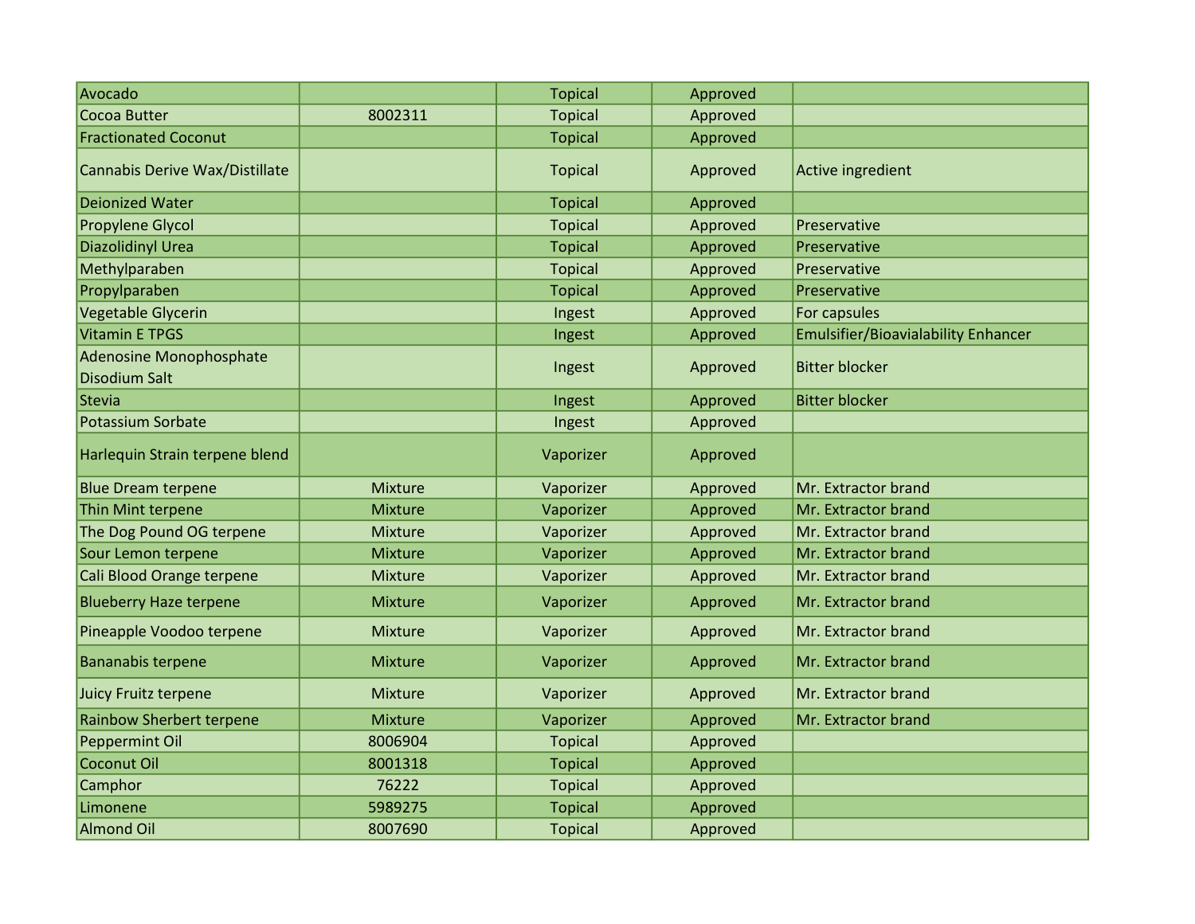| | | | | |
|---|---|---|---|---|
| Avocado | | Topical | Approved | |
| Cocoa Butter | 8002311 | Topical | Approved | |
| Fractionated Coconut | | Topical | Approved | |
| Cannabis Derive Wax/Distillate | | Topical | Approved | Active ingredient |
| Deionized Water | | Topical | Approved | |
| Propylene Glycol | | Topical | Approved | Preservative |
| Diazolidinyl Urea | | Topical | Approved | Preservative |
| Methylparaben | | Topical | Approved | Preservative |
| Propylparaben | | Topical | Approved | Preservative |
| Vegetable Glycerin | | Ingest | Approved | For capsules |
| Vitamin E TPGS | | Ingest | Approved | Emulsifier/Bioavialability Enhancer |
| Adenosine Monophosphate Disodium Salt | | Ingest | Approved | Bitter blocker |
| Stevia | | Ingest | Approved | Bitter blocker |
| Potassium Sorbate | | Ingest | Approved | |
| Harlequin Strain terpene blend | | Vaporizer | Approved | |
| Blue Dream terpene | Mixture | Vaporizer | Approved | Mr. Extractor brand |
| Thin Mint terpene | Mixture | Vaporizer | Approved | Mr. Extractor brand |
| The Dog Pound OG terpene | Mixture | Vaporizer | Approved | Mr. Extractor brand |
| Sour Lemon terpene | Mixture | Vaporizer | Approved | Mr. Extractor brand |
| Cali Blood Orange terpene | Mixture | Vaporizer | Approved | Mr. Extractor brand |
| Blueberry Haze terpene | Mixture | Vaporizer | Approved | Mr. Extractor brand |
| Pineapple Voodoo terpene | Mixture | Vaporizer | Approved | Mr. Extractor brand |
| Bananabis terpene | Mixture | Vaporizer | Approved | Mr. Extractor brand |
| Juicy Fruitz terpene | Mixture | Vaporizer | Approved | Mr. Extractor brand |
| Rainbow Sherbert terpene | Mixture | Vaporizer | Approved | Mr. Extractor brand |
| Peppermint Oil | 8006904 | Topical | Approved | |
| Coconut Oil | 8001318 | Topical | Approved | |
| Camphor | 76222 | Topical | Approved | |
| Limonene | 5989275 | Topical | Approved | |
| Almond Oil | 8007690 | Topical | Approved | |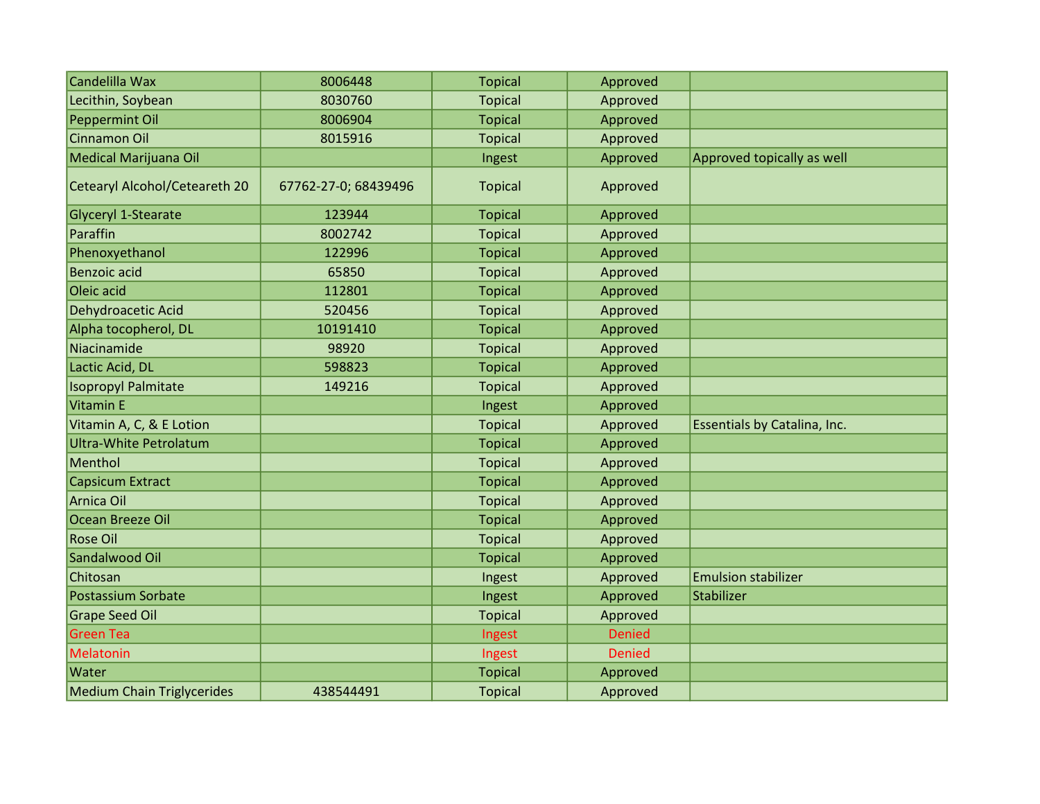| | | | | |
|---|---|---|---|---|
| Candelilla Wax | 8006448 | Topical | Approved | |
| Lecithin, Soybean | 8030760 | Topical | Approved | |
| Peppermint Oil | 8006904 | Topical | Approved | |
| Cinnamon Oil | 8015916 | Topical | Approved | |
| Medical Marijuana Oil | | Ingest | Approved | Approved topically as well |
| Cetearyl Alcohol/Ceteareth 20 | 67762-27-0; 68439496 | Topical | Approved | |
| Glyceryl 1-Stearate | 123944 | Topical | Approved | |
| Paraffin | 8002742 | Topical | Approved | |
| Phenoxyethanol | 122996 | Topical | Approved | |
| Benzoic acid | 65850 | Topical | Approved | |
| Oleic acid | 112801 | Topical | Approved | |
| Dehydroacetic Acid | 520456 | Topical | Approved | |
| Alpha tocopherol, DL | 10191410 | Topical | Approved | |
| Niacinamide | 98920 | Topical | Approved | |
| Lactic Acid, DL | 598823 | Topical | Approved | |
| Isopropyl Palmitate | 149216 | Topical | Approved | |
| Vitamin E | | Ingest | Approved | |
| Vitamin A, C, & E Lotion | | Topical | Approved | Essentials by Catalina, Inc. |
| Ultra-White Petrolatum | | Topical | Approved | |
| Menthol | | Topical | Approved | |
| Capsicum Extract | | Topical | Approved | |
| Arnica Oil | | Topical | Approved | |
| Ocean Breeze Oil | | Topical | Approved | |
| Rose Oil | | Topical | Approved | |
| Sandalwood Oil | | Topical | Approved | |
| Chitosan | | Ingest | Approved | Emulsion stabilizer |
| Postassium Sorbate | | Ingest | Approved | Stabilizer |
| Grape Seed Oil | | Topical | Approved | |
| Green Tea | | Ingest | Denied | |
| Melatonin | | Ingest | Denied | |
| Water | | Topical | Approved | |
| Medium Chain Triglycerides | 438544491 | Topical | Approved | |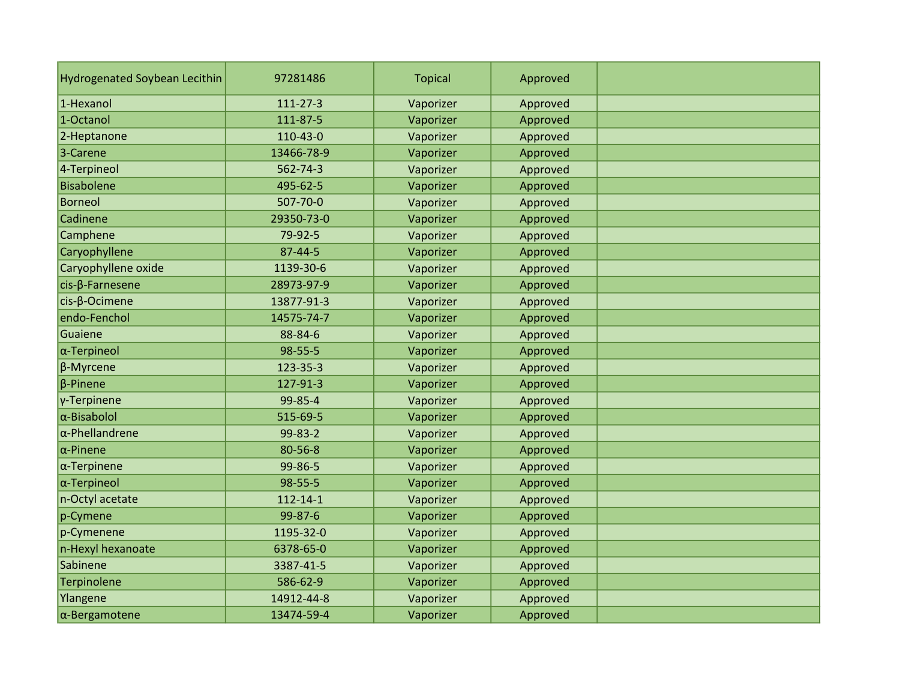| Hydrogenated Soybean Lecithin | 97281486 | Topical | Approved | |
|---|---|---|---|---|
| 1-Hexanol | 111-27-3 | Vaporizer | Approved | |
| 1-Octanol | 111-87-5 | Vaporizer | Approved | |
| 2-Heptanone | 110-43-0 | Vaporizer | Approved | |
| 3-Carene | 13466-78-9 | Vaporizer | Approved | |
| 4-Terpineol | 562-74-3 | Vaporizer | Approved | |
| Bisabolene | 495-62-5 | Vaporizer | Approved | |
| Borneol | 507-70-0 | Vaporizer | Approved | |
| Cadinene | 29350-73-0 | Vaporizer | Approved | |
| Camphene | 79-92-5 | Vaporizer | Approved | |
| Caryophyllene | 87-44-5 | Vaporizer | Approved | |
| Caryophyllene oxide | 1139-30-6 | Vaporizer | Approved | |
| cis-β-Farnesene | 28973-97-9 | Vaporizer | Approved | |
| cis-β-Ocimene | 13877-91-3 | Vaporizer | Approved | |
| endo-Fenchol | 14575-74-7 | Vaporizer | Approved | |
| Guaiene | 88-84-6 | Vaporizer | Approved | |
| α-Terpineol | 98-55-5 | Vaporizer | Approved | |
| β-Myrcene | 123-35-3 | Vaporizer | Approved | |
| β-Pinene | 127-91-3 | Vaporizer | Approved | |
| γ-Terpinene | 99-85-4 | Vaporizer | Approved | |
| α-Bisabolol | 515-69-5 | Vaporizer | Approved | |
| α-Phellandrene | 99-83-2 | Vaporizer | Approved | |
| α-Pinene | 80-56-8 | Vaporizer | Approved | |
| α-Terpinene | 99-86-5 | Vaporizer | Approved | |
| α-Terpineol | 98-55-5 | Vaporizer | Approved | |
| n-Octyl acetate | 112-14-1 | Vaporizer | Approved | |
| p-Cymene | 99-87-6 | Vaporizer | Approved | |
| p-Cymenene | 1195-32-0 | Vaporizer | Approved | |
| n-Hexyl hexanoate | 6378-65-0 | Vaporizer | Approved | |
| Sabinene | 3387-41-5 | Vaporizer | Approved | |
| Terpinolene | 586-62-9 | Vaporizer | Approved | |
| Ylangene | 14912-44-8 | Vaporizer | Approved | |
| α-Bergamotene | 13474-59-4 | Vaporizer | Approved | |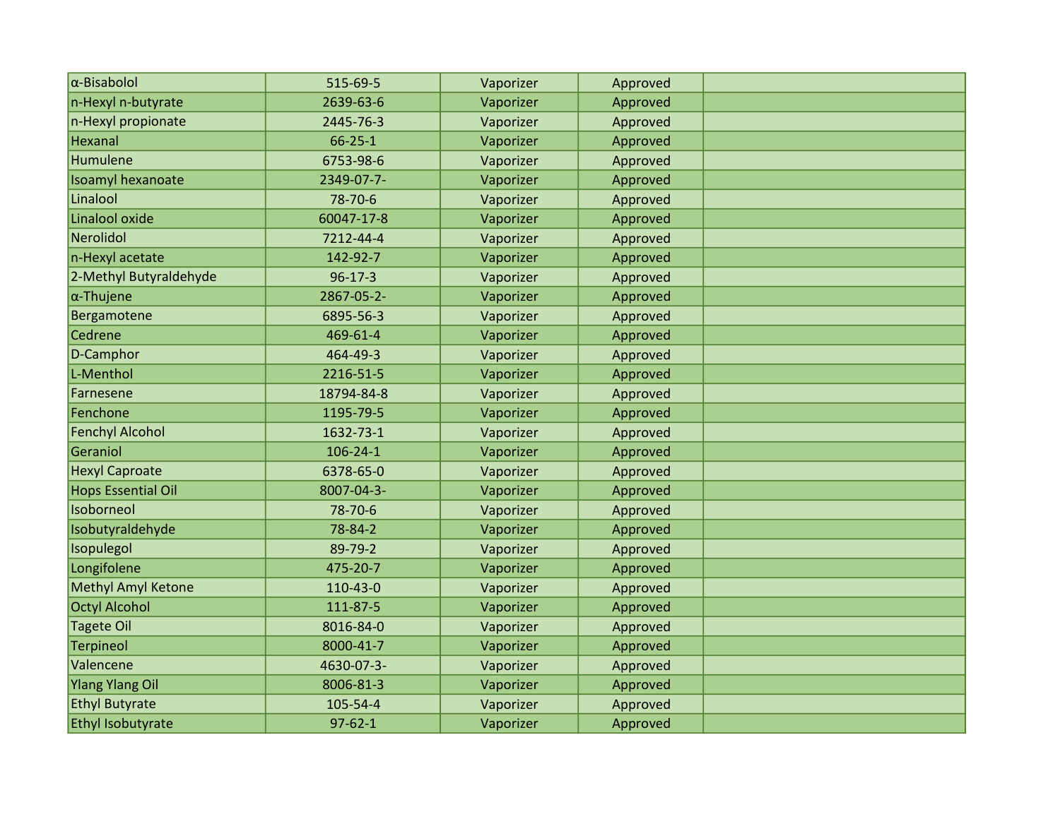| | | | | |
|---|---|---|---|---|
| α-Bisabolol | 515-69-5 | Vaporizer | Approved | |
| n-Hexyl n-butyrate | 2639-63-6 | Vaporizer | Approved | |
| n-Hexyl propionate | 2445-76-3 | Vaporizer | Approved | |
| Hexanal | 66-25-1 | Vaporizer | Approved | |
| Humulene | 6753-98-6 | Vaporizer | Approved | |
| Isoamyl hexanoate | 2349-07-7- | Vaporizer | Approved | |
| Linalool | 78-70-6 | Vaporizer | Approved | |
| Linalool oxide | 60047-17-8 | Vaporizer | Approved | |
| Nerolidol | 7212-44-4 | Vaporizer | Approved | |
| n-Hexyl acetate | 142-92-7 | Vaporizer | Approved | |
| 2-Methyl Butyraldehyde | 96-17-3 | Vaporizer | Approved | |
| α-Thujene | 2867-05-2- | Vaporizer | Approved | |
| Bergamotene | 6895-56-3 | Vaporizer | Approved | |
| Cedrene | 469-61-4 | Vaporizer | Approved | |
| D-Camphor | 464-49-3 | Vaporizer | Approved | |
| L-Menthol | 2216-51-5 | Vaporizer | Approved | |
| Farnesene | 18794-84-8 | Vaporizer | Approved | |
| Fenchone | 1195-79-5 | Vaporizer | Approved | |
| Fenchyl Alcohol | 1632-73-1 | Vaporizer | Approved | |
| Geraniol | 106-24-1 | Vaporizer | Approved | |
| Hexyl Caproate | 6378-65-0 | Vaporizer | Approved | |
| Hops Essential Oil | 8007-04-3- | Vaporizer | Approved | |
| Isoborneol | 78-70-6 | Vaporizer | Approved | |
| Isobutyraldehyde | 78-84-2 | Vaporizer | Approved | |
| Isopulegol | 89-79-2 | Vaporizer | Approved | |
| Longifolene | 475-20-7 | Vaporizer | Approved | |
| Methyl Amyl Ketone | 110-43-0 | Vaporizer | Approved | |
| Octyl Alcohol | 111-87-5 | Vaporizer | Approved | |
| Tagete Oil | 8016-84-0 | Vaporizer | Approved | |
| Terpineol | 8000-41-7 | Vaporizer | Approved | |
| Valencene | 4630-07-3- | Vaporizer | Approved | |
| Ylang Ylang Oil | 8006-81-3 | Vaporizer | Approved | |
| Ethyl Butyrate | 105-54-4 | Vaporizer | Approved | |
| Ethyl Isobutyrate | 97-62-1 | Vaporizer | Approved | |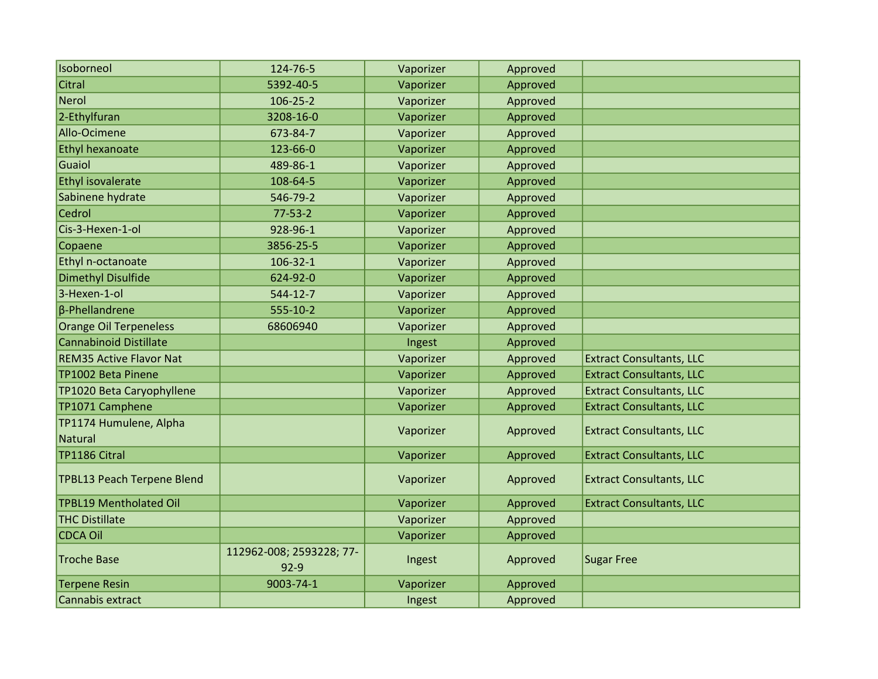| | | | | |
|---|---|---|---|---|
| Isoborneol | 124-76-5 | Vaporizer | Approved | |
| Citral | 5392-40-5 | Vaporizer | Approved | |
| Nerol | 106-25-2 | Vaporizer | Approved | |
| 2-Ethylfuran | 3208-16-0 | Vaporizer | Approved | |
| Allo-Ocimene | 673-84-7 | Vaporizer | Approved | |
| Ethyl hexanoate | 123-66-0 | Vaporizer | Approved | |
| Guaiol | 489-86-1 | Vaporizer | Approved | |
| Ethyl isovalerate | 108-64-5 | Vaporizer | Approved | |
| Sabinene hydrate | 546-79-2 | Vaporizer | Approved | |
| Cedrol | 77-53-2 | Vaporizer | Approved | |
| Cis-3-Hexen-1-ol | 928-96-1 | Vaporizer | Approved | |
| Copaene | 3856-25-5 | Vaporizer | Approved | |
| Ethyl n-octanoate | 106-32-1 | Vaporizer | Approved | |
| Dimethyl Disulfide | 624-92-0 | Vaporizer | Approved | |
| 3-Hexen-1-ol | 544-12-7 | Vaporizer | Approved | |
| β-Phellandrene | 555-10-2 | Vaporizer | Approved | |
| Orange Oil Terpeneless | 68606940 | Vaporizer | Approved | |
| Cannabinoid Distillate | | Ingest | Approved | |
| REM35 Active Flavor Nat | | Vaporizer | Approved | Extract Consultants, LLC |
| TP1002 Beta Pinene | | Vaporizer | Approved | Extract Consultants, LLC |
| TP1020 Beta Caryophyllene | | Vaporizer | Approved | Extract Consultants, LLC |
| TP1071 Camphene | | Vaporizer | Approved | Extract Consultants, LLC |
| TP1174 Humulene, Alpha Natural | | Vaporizer | Approved | Extract Consultants, LLC |
| TP1186 Citral | | Vaporizer | Approved | Extract Consultants, LLC |
| TPBL13 Peach Terpene Blend | | Vaporizer | Approved | Extract Consultants, LLC |
| TPBL19 Mentholated Oil | | Vaporizer | Approved | Extract Consultants, LLC |
| THC Distillate | | Vaporizer | Approved | |
| CDCA Oil | | Vaporizer | Approved | |
| Troche Base | 112962-008; 2593228; 77-92-9 | Ingest | Approved | Sugar Free |
| Terpene Resin | 9003-74-1 | Vaporizer | Approved | |
| Cannabis extract | | Ingest | Approved | |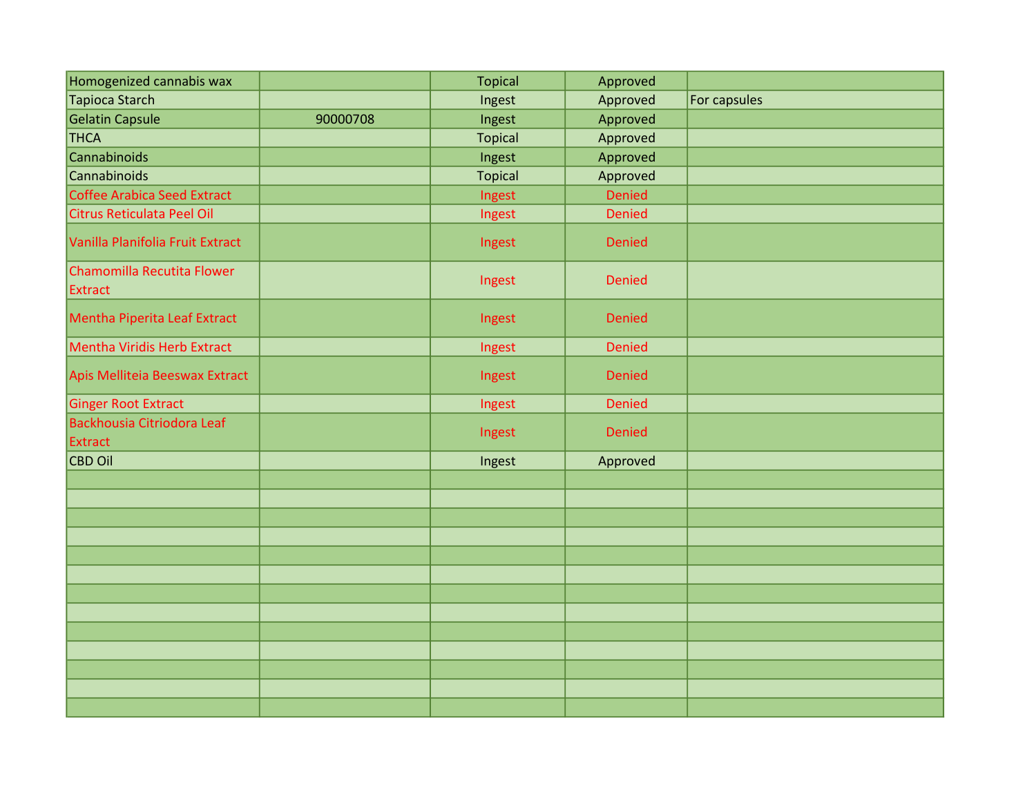| | | | | |
|---|---|---|---|---|
| Homogenized cannabis wax | | Topical | Approved | |
| Tapioca Starch | | Ingest | Approved | For capsules |
| Gelatin Capsule | 90000708 | Ingest | Approved | |
| THCA | | Topical | Approved | |
| Cannabinoids | | Ingest | Approved | |
| Cannabinoids | | Topical | Approved | |
| Coffee Arabica Seed Extract | | Ingest | Denied | |
| Citrus Reticulata Peel Oil | | Ingest | Denied | |
| Vanilla Planifolia Fruit Extract | | Ingest | Denied | |
| Chamomilla Recutita Flower Extract | | Ingest | Denied | |
| Mentha Piperita Leaf Extract | | Ingest | Denied | |
| Mentha Viridis Herb Extract | | Ingest | Denied | |
| Apis Melliteia Beeswax Extract | | Ingest | Denied | |
| Ginger Root Extract | | Ingest | Denied | |
| Backhousia Citriodora Leaf Extract | | Ingest | Denied | |
| CBD Oil | | Ingest | Approved | |
| | | | | |
| | | | | |
| | | | | |
| | | | | |
| | | | | |
| | | | | |
| | | | | |
| | | | | |
| | | | | |
| | | | | |
| | | | | |
| | | | | |
| | | | | |